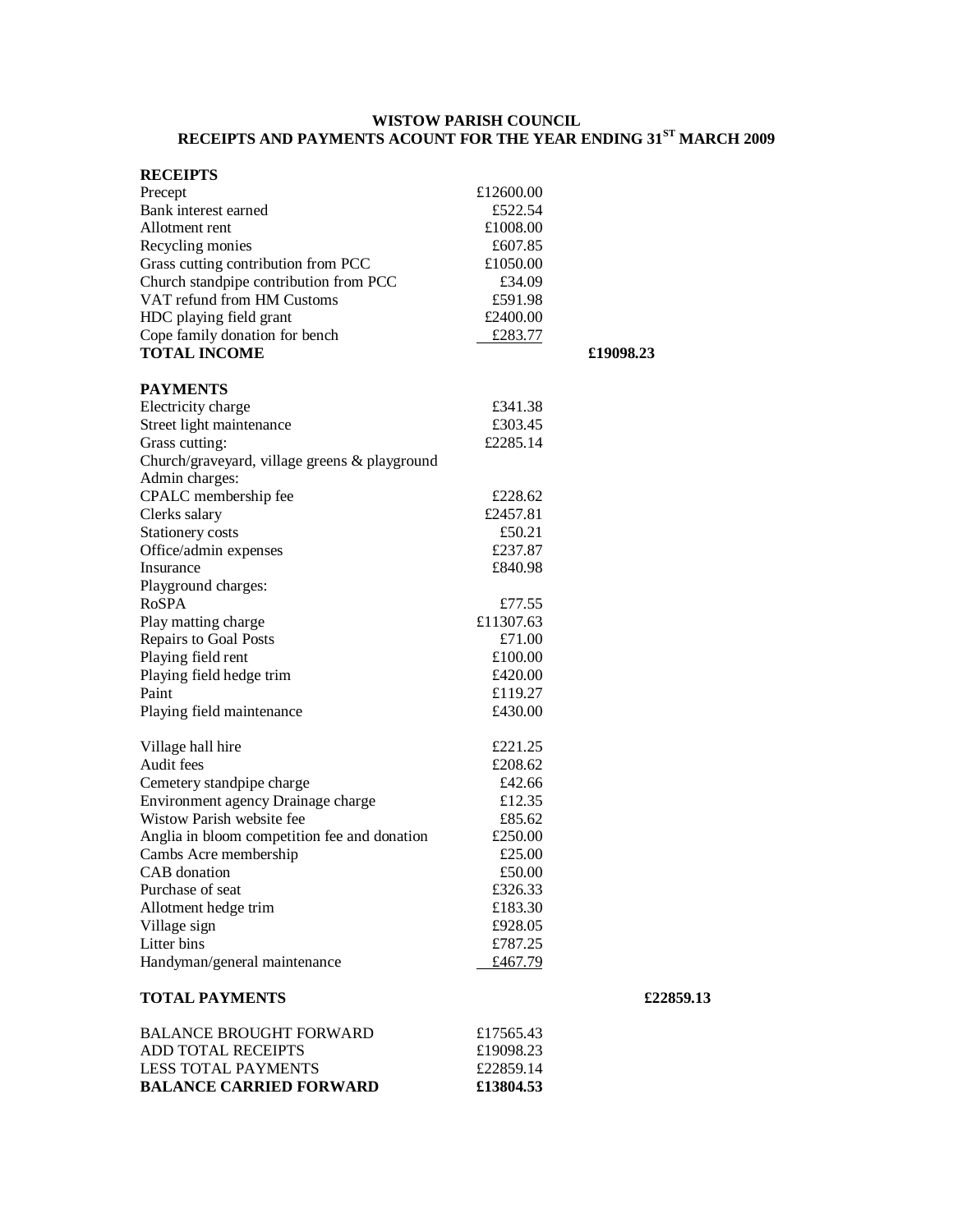**WISTOW PARISH COUNCIL**
**RECEIPTS AND PAYMENTS ACOUNT FOR THE YEAR ENDING 31ST MARCH 2009**

| | | |
|---|---|---|
| **RECEIPTS** | | |
| Precept | £12600.00 | |
| Bank interest earned | £522.54 | |
| Allotment rent | £1008.00 | |
| Recycling monies | £607.85 | |
| Grass cutting contribution from PCC | £1050.00 | |
| Church standpipe contribution from PCC | £34.09 | |
| VAT refund from HM Customs | £591.98 | |
| HDC playing field grant | £2400.00 | |
| Cope family donation for bench | £283.77 | |
| **TOTAL INCOME** | | **£19098.23** |
| | | |
| **PAYMENTS** | | |
| Electricity charge | £341.38 | |
| Street light maintenance | £303.45 | |
| Grass cutting: | £2285.14 | |
| Church/graveyard, village greens & playground | | |
| Admin charges: | | |
| CPALC membership fee | £228.62 | |
| Clerks salary | £2457.81 | |
| Stationery costs | £50.21 | |
| Office/admin expenses | £237.87 | |
| Insurance | £840.98 | |
| Playground charges: | | |
| RoSPA | £77.55 | |
| Play matting charge | £11307.63 | |
| Repairs to Goal Posts | £71.00 | |
| Playing field rent | £100.00 | |
| Playing field hedge trim | £420.00 | |
| Paint | £119.27 | |
| Playing field maintenance | £430.00 | |
| | | |
| Village hall hire | £221.25 | |
| Audit fees | £208.62 | |
| Cemetery standpipe charge | £42.66 | |
| Environment agency Drainage charge | £12.35 | |
| Wistow Parish website fee | £85.62 | |
| Anglia in bloom competition fee and donation | £250.00 | |
| Cambs Acre membership | £25.00 | |
| CAB donation | £50.00 | |
| Purchase of seat | £326.33 | |
| Allotment hedge trim | £183.30 | |
| Village sign | £928.05 | |
| Litter bins | £787.25 | |
| Handyman/general maintenance | £467.79 | |
| | | |
| **TOTAL PAYMENTS** | | **£22859.13** |
| | | |
| BALANCE BROUGHT FORWARD | £17565.43 | |
| ADD TOTAL RECEIPTS | £19098.23 | |
| LESS TOTAL PAYMENTS | £22859.14 | |
| **BALANCE CARRIED FORWARD** | **£13804.53** | |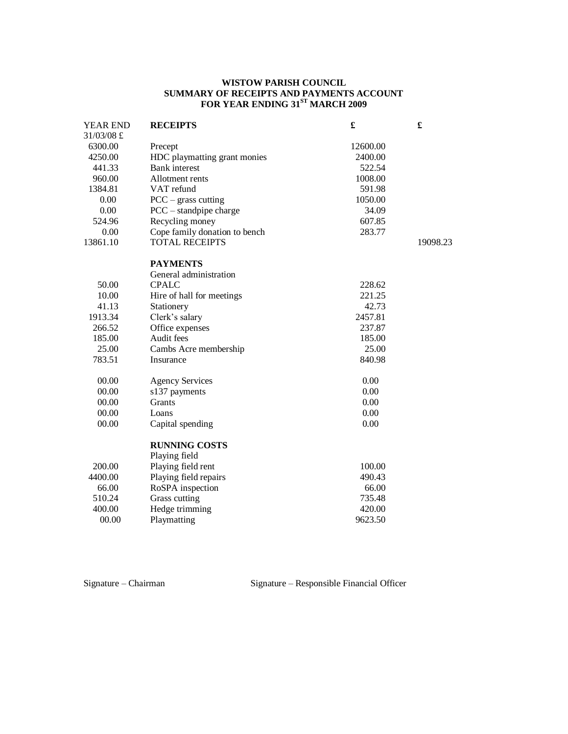**WISTOW PARISH COUNCIL**
**SUMMARY OF RECEIPTS AND PAYMENTS ACCOUNT**
**FOR YEAR ENDING 31ST MARCH 2009**

| YEAR END 31/03/08 £ | **RECEIPTS** | **£** | **£** |
|---|---|---|---|
| 6300.00 | Precept | 12600.00 | |
| 4250.00 | HDC playmatting grant monies | 2400.00 | |
| 441.33 | Bank interest | 522.54 | |
| 960.00 | Allotment rents | 1008.00 | |
| 1384.81 | VAT refund | 591.98 | |
| 0.00 | PCC – grass cutting | 1050.00 | |
| 0.00 | PCC – standpipe charge | 34.09 | |
| 524.96 | Recycling money | 607.85 | |
| 0.00 | Cope family donation to bench | 283.77 | |
| 13861.10 | TOTAL RECEIPTS | | 19098.23 |
| | **PAYMENTS** | | |
| | General administration | | |
| 50.00 | CPALC | 228.62 | |
| 10.00 | Hire of hall for meetings | 221.25 | |
| 41.13 | Stationery | 42.73 | |
| 1913.34 | Clerk's salary | 2457.81 | |
| 266.52 | Office expenses | 237.87 | |
| 185.00 | Audit fees | 185.00 | |
| 25.00 | Cambs Acre membership | 25.00 | |
| 783.51 | Insurance | 840.98 | |
| 00.00 | Agency Services | 0.00 | |
| 00.00 | s137 payments | 0.00 | |
| 00.00 | Grants | 0.00 | |
| 00.00 | Loans | 0.00 | |
| 00.00 | Capital spending | 0.00 | |
| | **RUNNING COSTS** | | |
| | Playing field | | |
| 200.00 | Playing field rent | 100.00 | |
| 4400.00 | Playing field repairs | 490.43 | |
| 66.00 | RoSPA inspection | 66.00 | |
| 510.24 | Grass cutting | 735.48 | |
| 400.00 | Hedge trimming | 420.00 | |
| 00.00 | Playmatting | 9623.50 | |

Signature – Chairman

Signature – Responsible Financial Officer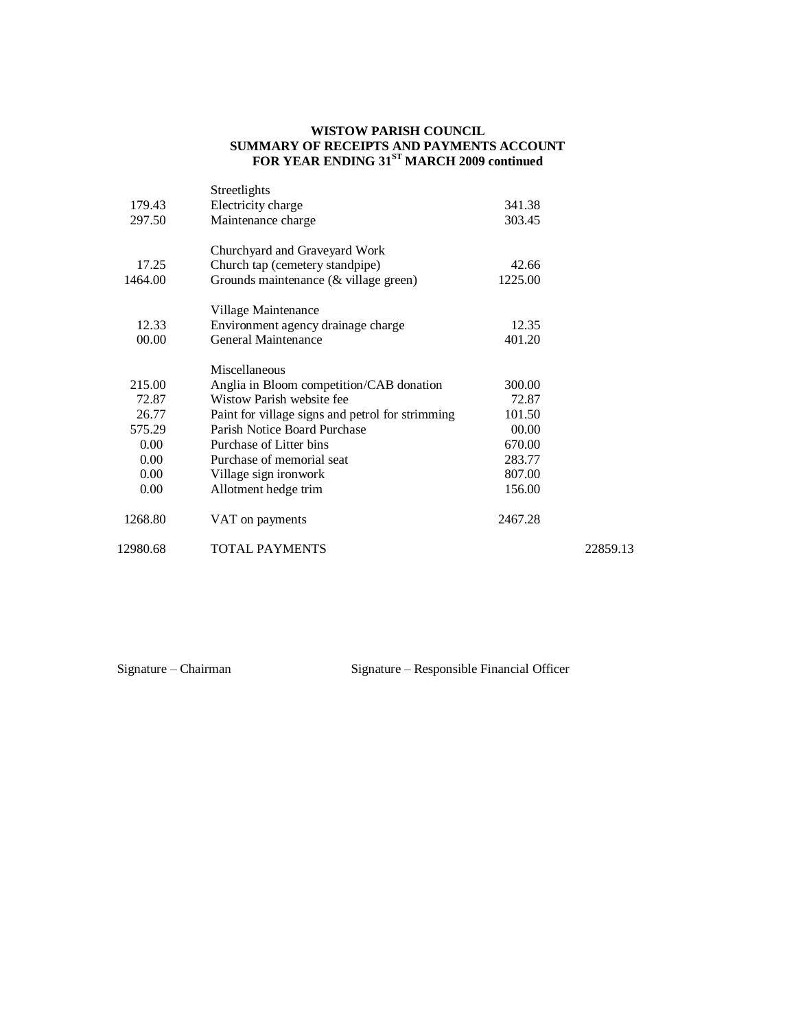**WISTOW PARISH COUNCIL**
**SUMMARY OF RECEIPTS AND PAYMENTS ACCOUNT**
**FOR YEAR ENDING 31[ST] MARCH 2009 continued**

| | | | |
|---|---|---|---|
| | Streetlights | | |
| 179.43 | Electricity charge | 341.38 | |
| 297.50 | Maintenance charge | 303.45 | |
| | | | |
| | Churchyard and Graveyard Work | | |
| 17.25 | Church tap (cemetery standpipe) | 42.66 | |
| 1464.00 | Grounds maintenance (& village green) | 1225.00 | |
| | | | |
| | Village Maintenance | | |
| 12.33 | Environment agency drainage charge | 12.35 | |
| 00.00 | General Maintenance | 401.20 | |
| | | | |
| | Miscellaneous | | |
| 215.00 | Anglia in Bloom competition/CAB donation | 300.00 | |
| 72.87 | Wistow Parish website fee | 72.87 | |
| 26.77 | Paint for village signs and petrol for strimming | 101.50 | |
| 575.29 | Parish Notice Board Purchase | 00.00 | |
| 0.00 | Purchase of Litter bins | 670.00 | |
| 0.00 | Purchase of memorial seat | 283.77 | |
| 0.00 | Village sign ironwork | 807.00 | |
| 0.00 | Allotment hedge trim | 156.00 | |
| | | | |
| 1268.80 | VAT on payments | 2467.28 | |
| | | | |
| 12980.68 | TOTAL PAYMENTS | | 22859.13 |

Signature – Chairman

Signature – Responsible Financial Officer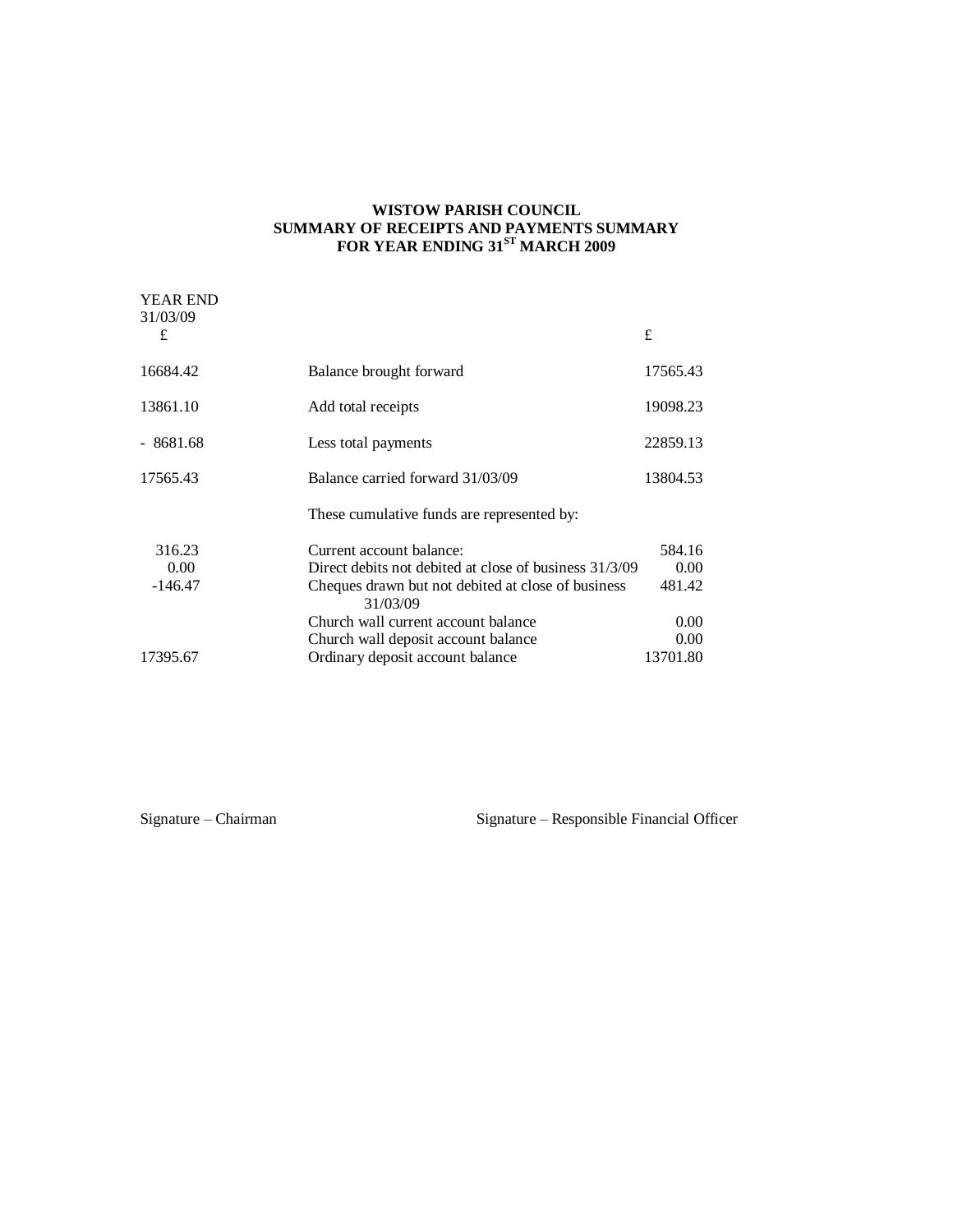**WISTOW PARISH COUNCIL**
**SUMMARY OF RECEIPTS AND PAYMENTS SUMMARY**
**FOR YEAR ENDING 31ST MARCH 2009**

| YEAR END 31/03/09 £ | | £ |
|---|---|---|
| 16684.42 | Balance brought forward | 17565.43 |
| 13861.10 | Add total receipts | 19098.23 |
| - 8681.68 | Less total payments | 22859.13 |
| 17565.43 | Balance carried forward 31/03/09 | 13804.53 |
| | These cumulative funds are represented by: | |
| 316.23 | Current account balance: | 584.16 |
| 0.00 | Direct debits not debited at close of business 31/3/09 | 0.00 |
| -146.47 | Cheques drawn but not debited at close of business 31/03/09 | 481.42 |
| | Church wall current account balance | 0.00 |
| | Church wall deposit account balance | 0.00 |
| 17395.67 | Ordinary deposit account balance | 13701.80 |

Signature – Chairman

Signature – Responsible Financial Officer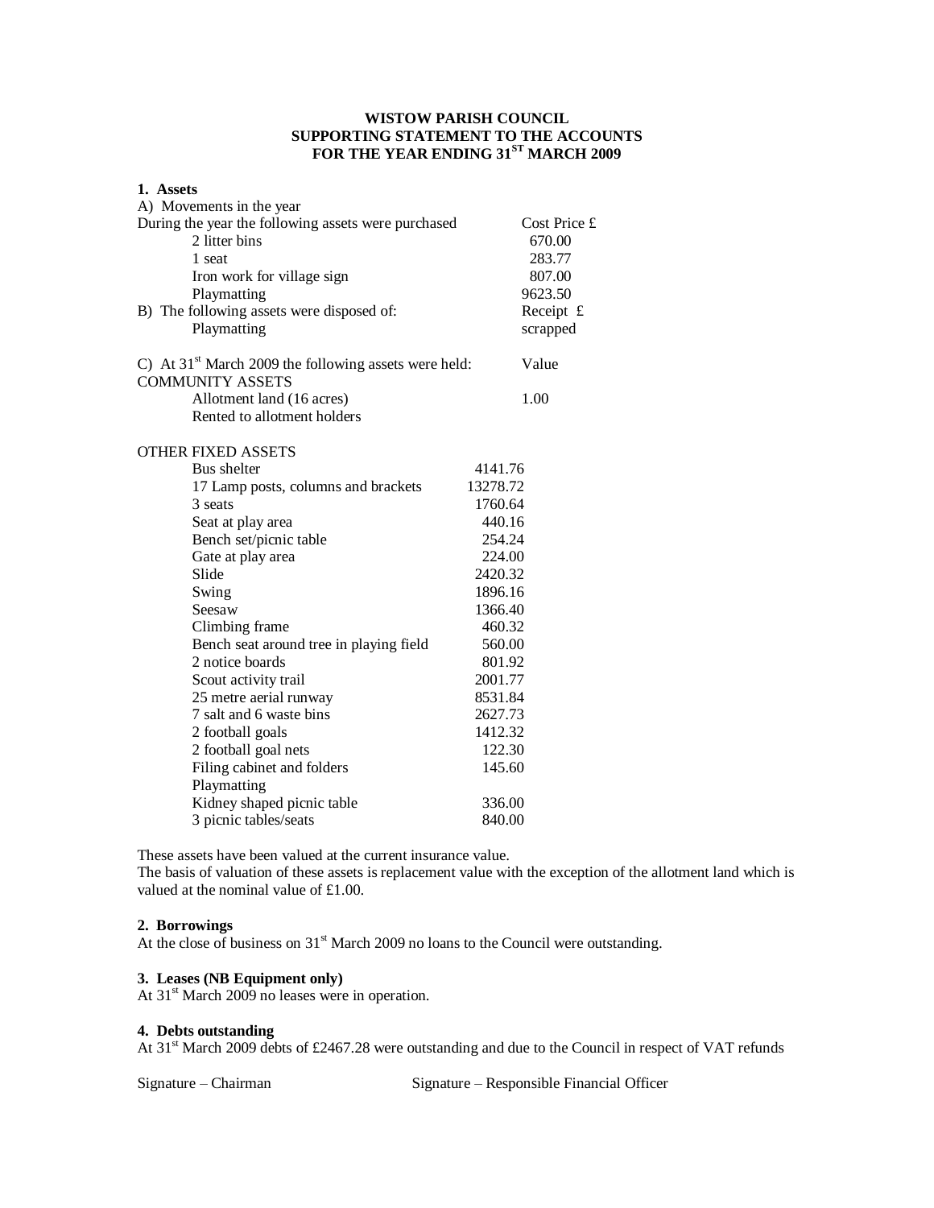**WISTOW PARISH COUNCIL**
**SUPPORTING STATEMENT TO THE ACCOUNTS**
**FOR THE YEAR ENDING 31ST MARCH 2009**

**1. Assets**

A) Movements in the year

| During the year the following assets were purchased | Cost Price £ |
|---|---|
| 2 litter bins | 670.00 |
| 1 seat | 283.77 |
| Iron work for village sign | 807.00 |
| Playmatting | 9623.50 |

| B) The following assets were disposed of: | Receipt £ |
|---|---|
| Playmatting | scrapped |

| C) At 31st March 2009 the following assets were held: | Value |
|---|---|
| COMMUNITY ASSETS | |
| Allotment land (16 acres) | 1.00 |
| Rented to allotment holders | |

OTHER FIXED ASSETS

| Asset | Value |
|---|---|
| Bus shelter | 4141.76 |
| 17 Lamp posts, columns and brackets | 13278.72 |
| 3 seats | 1760.64 |
| Seat at play area | 440.16 |
| Bench set/picnic table | 254.24 |
| Gate at play area | 224.00 |
| Slide | 2420.32 |
| Swing | 1896.16 |
| Seesaw | 1366.40 |
| Climbing frame | 460.32 |
| Bench seat around tree in playing field | 560.00 |
| 2 notice boards | 801.92 |
| Scout activity trail | 2001.77 |
| 25 metre aerial runway | 8531.84 |
| 7 salt and 6 waste bins | 2627.73 |
| 2 football goals | 1412.32 |
| 2 football goal nets | 122.30 |
| Filing cabinet and folders | 145.60 |
| Playmatting | |
| Kidney shaped picnic table | 336.00 |
| 3 picnic tables/seats | 840.00 |

These assets have been valued at the current insurance value.
The basis of valuation of these assets is replacement value with the exception of the allotment land which is valued at the nominal value of £1.00.

**2. Borrowings**

At the close of business on 31st March 2009 no loans to the Council were outstanding.

**3. Leases (NB Equipment only)**

At 31st March 2009 no leases were in operation.

**4. Debts outstanding**

At 31st March 2009 debts of £2467.28 were outstanding and due to the Council in respect of VAT refunds

Signature – Chairman Signature – Responsible Financial Officer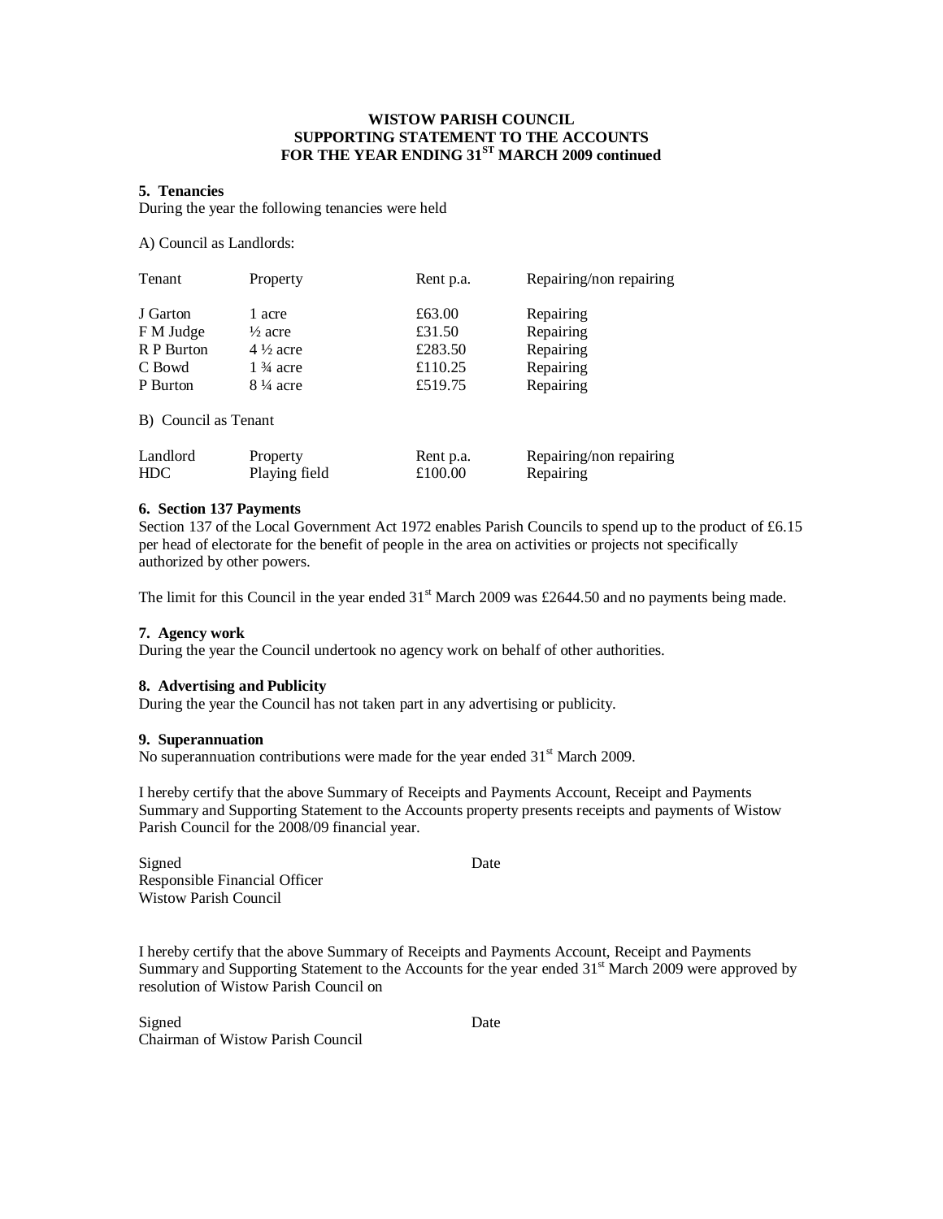**WISTOW PARISH COUNCIL**
**SUPPORTING STATEMENT TO THE ACCOUNTS**
**FOR THE YEAR ENDING 31ST MARCH 2009 continued**

**5. Tenancies**

During the year the following tenancies were held

A) Council as Landlords:

| Tenant | Property | Rent p.a. | Repairing/non repairing |
|---|---|---|---|
| J Garton | 1 acre | £63.00 | Repairing |
| F M Judge | ½ acre | £31.50 | Repairing |
| R P Burton | 4 ½ acre | £283.50 | Repairing |
| C Bowd | 1 ¾ acre | £110.25 | Repairing |
| P Burton | 8 ¼ acre | £519.75 | Repairing |

B) Council as Tenant

| Landlord | Property | Rent p.a. | Repairing/non repairing |
|---|---|---|---|
| HDC | Playing field | £100.00 | Repairing |

**6. Section 137 Payments**

Section 137 of the Local Government Act 1972 enables Parish Councils to spend up to the product of £6.15 per head of electorate for the benefit of people in the area on activities or projects not specifically authorized by other powers.

The limit for this Council in the year ended 31st March 2009 was £2644.50 and no payments being made.

**7. Agency work**

During the year the Council undertook no agency work on behalf of other authorities.

**8. Advertising and Publicity**

During the year the Council has not taken part in any advertising or publicity.

**9. Superannuation**

No superannuation contributions were made for the year ended 31st March 2009.

I hereby certify that the above Summary of Receipts and Payments Account, Receipt and Payments Summary and Supporting Statement to the Accounts property presents receipts and payments of Wistow Parish Council for the 2008/09 financial year.

Signed Date
Responsible Financial Officer
Wistow Parish Council

I hereby certify that the above Summary of Receipts and Payments Account, Receipt and Payments Summary and Supporting Statement to the Accounts for the year ended 31st March 2009 were approved by resolution of Wistow Parish Council on

Signed Date
Chairman of Wistow Parish Council